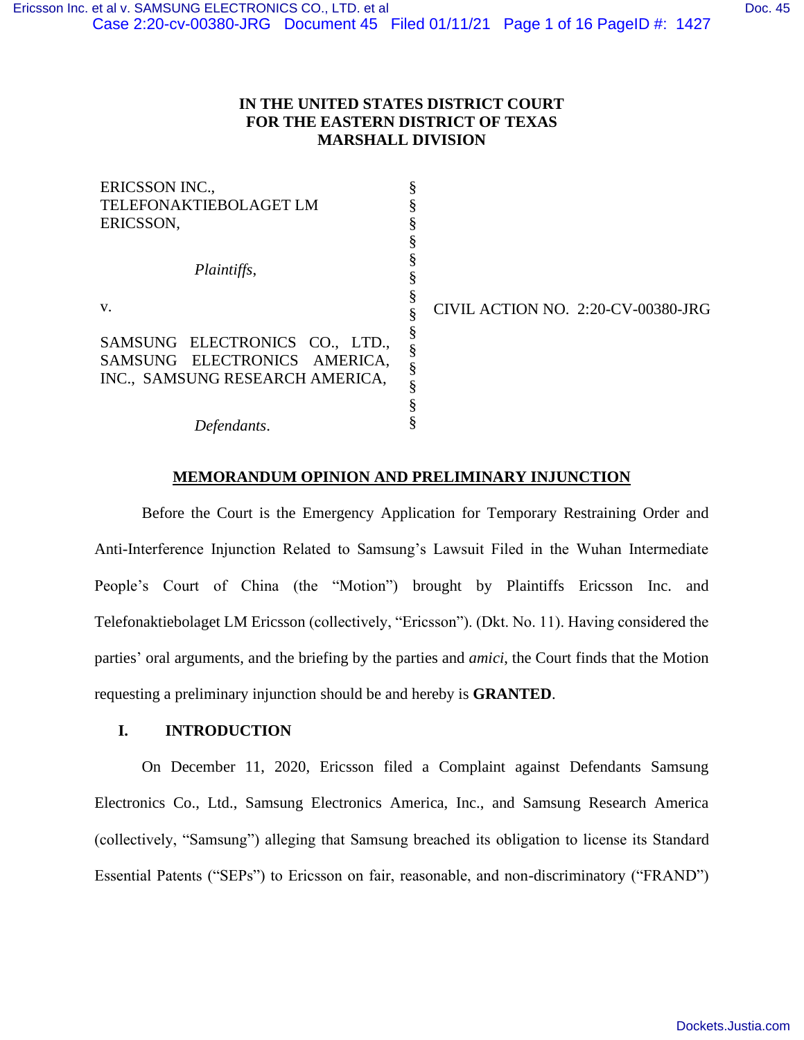**IN THE UNITED STATES DISTRICT COURT**
**FOR THE EASTERN DISTRICT OF TEXAS**
**MARSHALL DIVISION**

| | | |
|---|---|---|
| ERICSSON INC., TELEFONAKTIEBOLAGET LM ERICSSON, | § | |
| *Plaintiffs*, | § | |
| v. | § | CIVIL ACTION NO. 2:20-CV-00380-JRG |
| SAMSUNG ELECTRONICS CO., LTD., SAMSUNG ELECTRONICS AMERICA, INC., SAMSUNG RESEARCH AMERICA, | § | |
| *Defendants*. | § | |

**MEMORANDUM OPINION AND PRELIMINARY INJUNCTION**

Before the Court is the Emergency Application for Temporary Restraining Order and Anti-Interference Injunction Related to Samsung's Lawsuit Filed in the Wuhan Intermediate People's Court of China (the "Motion") brought by Plaintiffs Ericsson Inc. and Telefonaktiebolaget LM Ericsson (collectively, "Ericsson"). (Dkt. No. 11). Having considered the parties' oral arguments, and the briefing by the parties and *amici*, the Court finds that the Motion requesting a preliminary injunction should be and hereby is **GRANTED**.

## I. INTRODUCTION

On December 11, 2020, Ericsson filed a Complaint against Defendants Samsung Electronics Co., Ltd., Samsung Electronics America, Inc., and Samsung Research America (collectively, "Samsung") alleging that Samsung breached its obligation to license its Standard Essential Patents ("SEPs") to Ericsson on fair, reasonable, and non-discriminatory ("FRAND")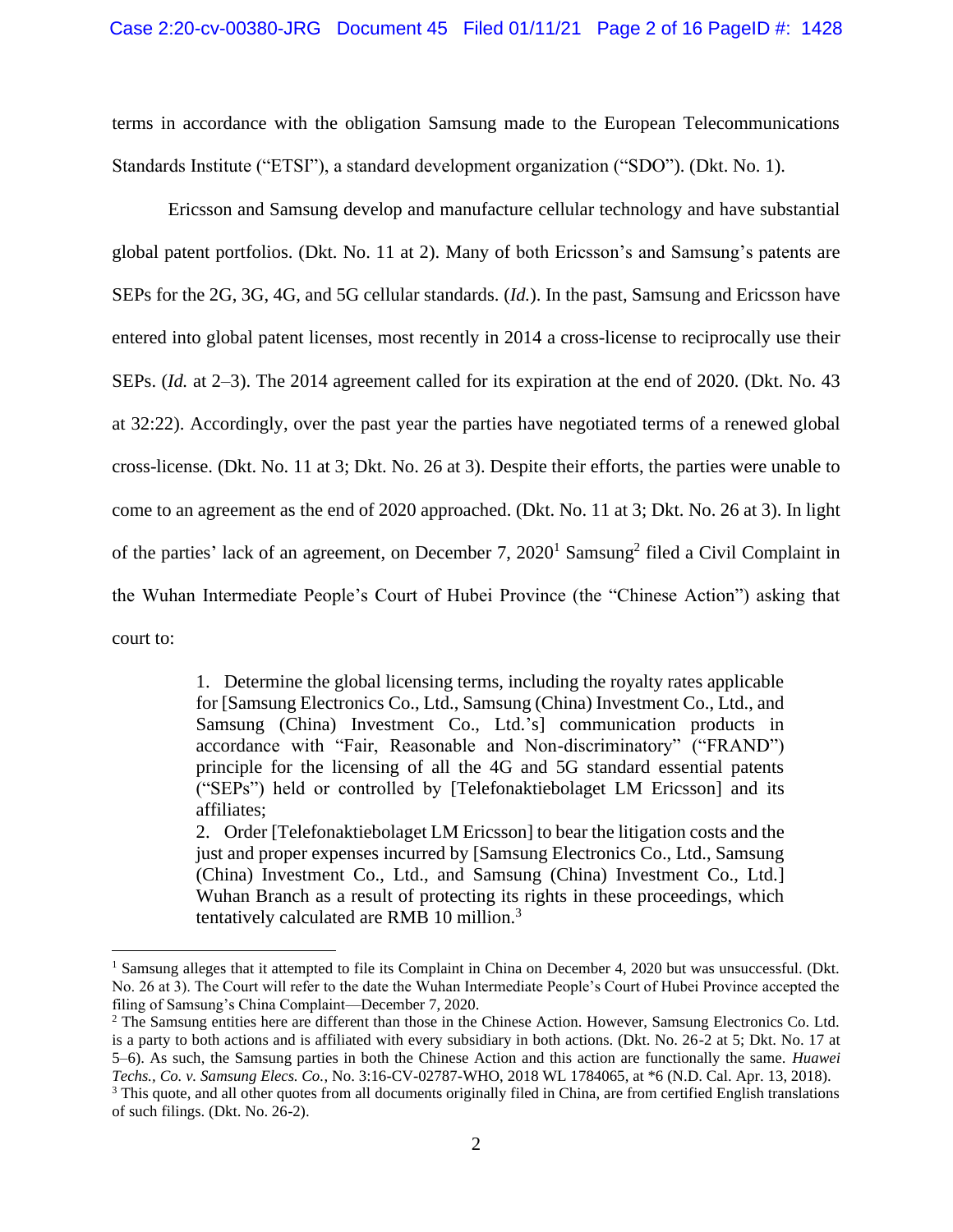terms in accordance with the obligation Samsung made to the European Telecommunications Standards Institute ("ETSI"), a standard development organization ("SDO"). (Dkt. No. 1).

Ericsson and Samsung develop and manufacture cellular technology and have substantial global patent portfolios. (Dkt. No. 11 at 2). Many of both Ericsson's and Samsung's patents are SEPs for the 2G, 3G, 4G, and 5G cellular standards. (*Id.*). In the past, Samsung and Ericsson have entered into global patent licenses, most recently in 2014 a cross-license to reciprocally use their SEPs. (*Id.* at 2–3). The 2014 agreement called for its expiration at the end of 2020. (Dkt. No. 43 at 32:22). Accordingly, over the past year the parties have negotiated terms of a renewed global cross-license. (Dkt. No. 11 at 3; Dkt. No. 26 at 3). Despite their efforts, the parties were unable to come to an agreement as the end of 2020 approached. (Dkt. No. 11 at 3; Dkt. No. 26 at 3). In light of the parties' lack of an agreement, on December 7, 2020[1] Samsung[2] filed a Civil Complaint in the Wuhan Intermediate People's Court of Hubei Province (the "Chinese Action") asking that court to:

> 1. Determine the global licensing terms, including the royalty rates applicable for [Samsung Electronics Co., Ltd., Samsung (China) Investment Co., Ltd., and Samsung (China) Investment Co., Ltd.'s] communication products in accordance with "Fair, Reasonable and Non-discriminatory" ("FRAND") principle for the licensing of all the 4G and 5G standard essential patents ("SEPs") held or controlled by [Telefonaktiebolaget LM Ericsson] and its affiliates;
> 2. Order [Telefonaktiebolaget LM Ericsson] to bear the litigation costs and the just and proper expenses incurred by [Samsung Electronics Co., Ltd., Samsung (China) Investment Co., Ltd., and Samsung (China) Investment Co., Ltd.] Wuhan Branch as a result of protecting its rights in these proceedings, which tentatively calculated are RMB 10 million.[3]

---

[1] Samsung alleges that it attempted to file its Complaint in China on December 4, 2020 but was unsuccessful. (Dkt. No. 26 at 3). The Court will refer to the date the Wuhan Intermediate People's Court of Hubei Province accepted the filing of Samsung's China Complaint—December 7, 2020.

[2] The Samsung entities here are different than those in the Chinese Action. However, Samsung Electronics Co. Ltd. is a party to both actions and is affiliated with every subsidiary in both actions. (Dkt. No. 26-2 at 5; Dkt. No. 17 at 5–6). As such, the Samsung parties in both the Chinese Action and this action are functionally the same. *Huawei Techs., Co. v. Samsung Elecs. Co.*, No. 3:16-CV-02787-WHO, 2018 WL 1784065, at *6 (N.D. Cal. Apr. 13, 2018).

[3] This quote, and all other quotes from all documents originally filed in China, are from certified English translations of such filings. (Dkt. No. 26-2).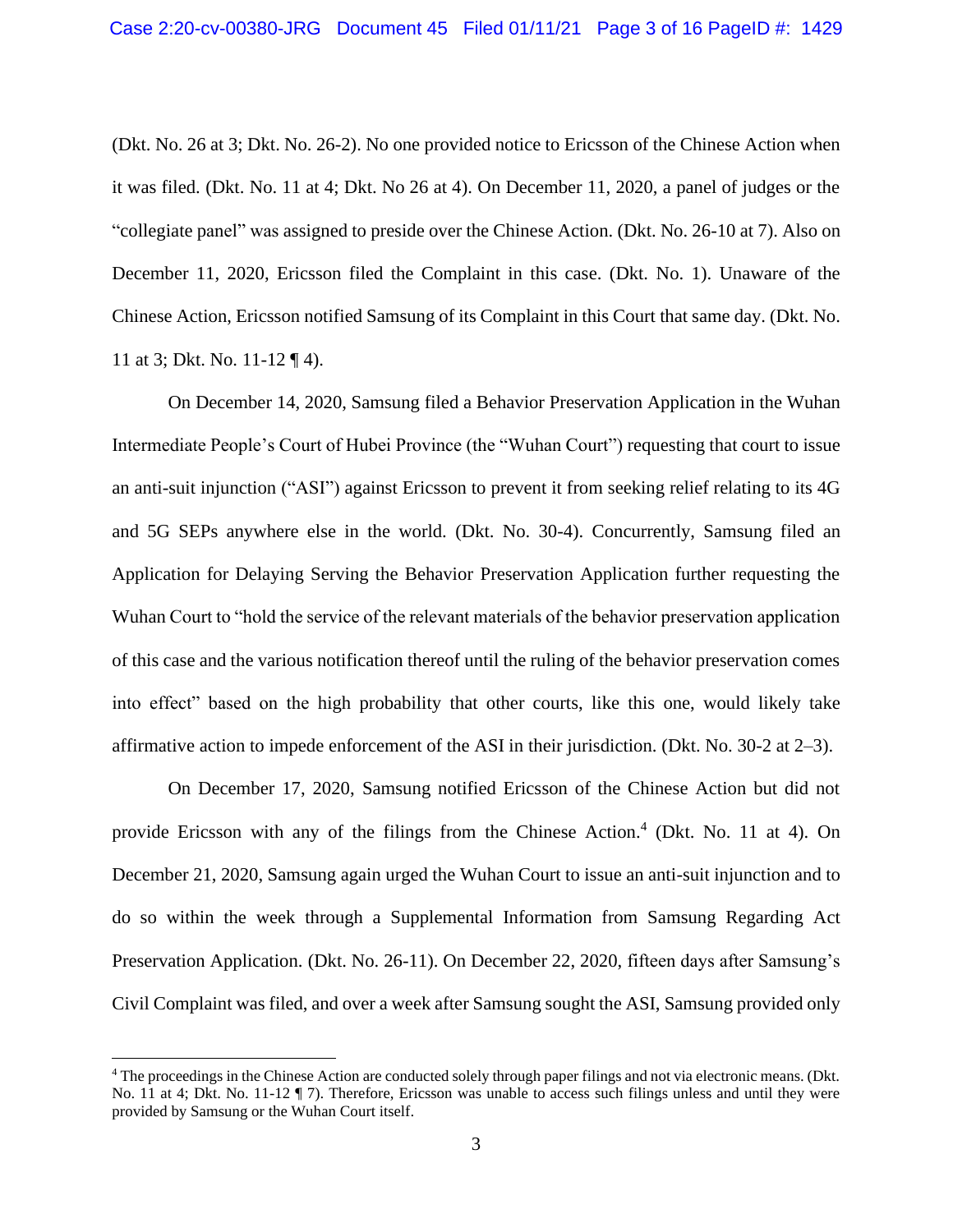(Dkt. No. 26 at 3; Dkt. No. 26-2). No one provided notice to Ericsson of the Chinese Action when it was filed. (Dkt. No. 11 at 4; Dkt. No 26 at 4). On December 11, 2020, a panel of judges or the "collegiate panel" was assigned to preside over the Chinese Action. (Dkt. No. 26-10 at 7). Also on December 11, 2020, Ericsson filed the Complaint in this case. (Dkt. No. 1). Unaware of the Chinese Action, Ericsson notified Samsung of its Complaint in this Court that same day. (Dkt. No. 11 at 3; Dkt. No. 11-12 ¶ 4).

On December 14, 2020, Samsung filed a Behavior Preservation Application in the Wuhan Intermediate People's Court of Hubei Province (the "Wuhan Court") requesting that court to issue an anti-suit injunction ("ASI") against Ericsson to prevent it from seeking relief relating to its 4G and 5G SEPs anywhere else in the world. (Dkt. No. 30-4). Concurrently, Samsung filed an Application for Delaying Serving the Behavior Preservation Application further requesting the Wuhan Court to "hold the service of the relevant materials of the behavior preservation application of this case and the various notification thereof until the ruling of the behavior preservation comes into effect" based on the high probability that other courts, like this one, would likely take affirmative action to impede enforcement of the ASI in their jurisdiction. (Dkt. No. 30-2 at 2–3).

On December 17, 2020, Samsung notified Ericsson of the Chinese Action but did not provide Ericsson with any of the filings from the Chinese Action.[4] (Dkt. No. 11 at 4). On December 21, 2020, Samsung again urged the Wuhan Court to issue an anti-suit injunction and to do so within the week through a Supplemental Information from Samsung Regarding Act Preservation Application. (Dkt. No. 26-11). On December 22, 2020, fifteen days after Samsung's Civil Complaint was filed, and over a week after Samsung sought the ASI, Samsung provided only

[4] The proceedings in the Chinese Action are conducted solely through paper filings and not via electronic means. (Dkt. No. 11 at 4; Dkt. No. 11-12 ¶ 7). Therefore, Ericsson was unable to access such filings unless and until they were provided by Samsung or the Wuhan Court itself.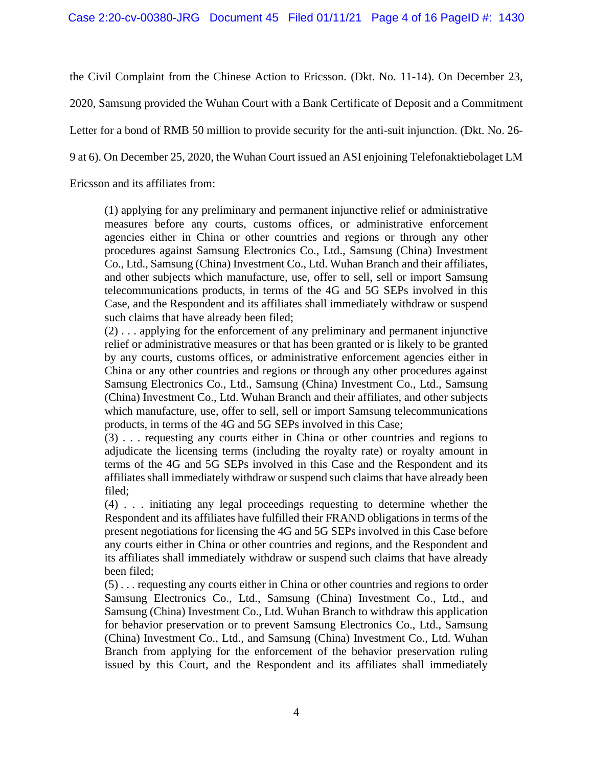the Civil Complaint from the Chinese Action to Ericsson. (Dkt. No. 11-14). On December 23, 2020, Samsung provided the Wuhan Court with a Bank Certificate of Deposit and a Commitment Letter for a bond of RMB 50 million to provide security for the anti-suit injunction. (Dkt. No. 26-9 at 6). On December 25, 2020, the Wuhan Court issued an ASI enjoining Telefonaktiebolaget LM Ericsson and its affiliates from:

> (1) applying for any preliminary and permanent injunctive relief or administrative measures before any courts, customs offices, or administrative enforcement agencies either in China or other countries and regions or through any other procedures against Samsung Electronics Co., Ltd., Samsung (China) Investment Co., Ltd., Samsung (China) Investment Co., Ltd. Wuhan Branch and their affiliates, and other subjects which manufacture, use, offer to sell, sell or import Samsung telecommunications products, in terms of the 4G and 5G SEPs involved in this Case, and the Respondent and its affiliates shall immediately withdraw or suspend such claims that have already been filed;
> (2) . . . applying for the enforcement of any preliminary and permanent injunctive relief or administrative measures or that has been granted or is likely to be granted by any courts, customs offices, or administrative enforcement agencies either in China or any other countries and regions or through any other procedures against Samsung Electronics Co., Ltd., Samsung (China) Investment Co., Ltd., Samsung (China) Investment Co., Ltd. Wuhan Branch and their affiliates, and other subjects which manufacture, use, offer to sell, sell or import Samsung telecommunications products, in terms of the 4G and 5G SEPs involved in this Case;
> (3) . . . requesting any courts either in China or other countries and regions to adjudicate the licensing terms (including the royalty rate) or royalty amount in terms of the 4G and 5G SEPs involved in this Case and the Respondent and its affiliates shall immediately withdraw or suspend such claims that have already been filed;
> (4) . . . initiating any legal proceedings requesting to determine whether the Respondent and its affiliates have fulfilled their FRAND obligations in terms of the present negotiations for licensing the 4G and 5G SEPs involved in this Case before any courts either in China or other countries and regions, and the Respondent and its affiliates shall immediately withdraw or suspend such claims that have already been filed;
> (5) . . . requesting any courts either in China or other countries and regions to order Samsung Electronics Co., Ltd., Samsung (China) Investment Co., Ltd., and Samsung (China) Investment Co., Ltd. Wuhan Branch to withdraw this application for behavior preservation or to prevent Samsung Electronics Co., Ltd., Samsung (China) Investment Co., Ltd., and Samsung (China) Investment Co., Ltd. Wuhan Branch from applying for the enforcement of the behavior preservation ruling issued by this Court, and the Respondent and its affiliates shall immediately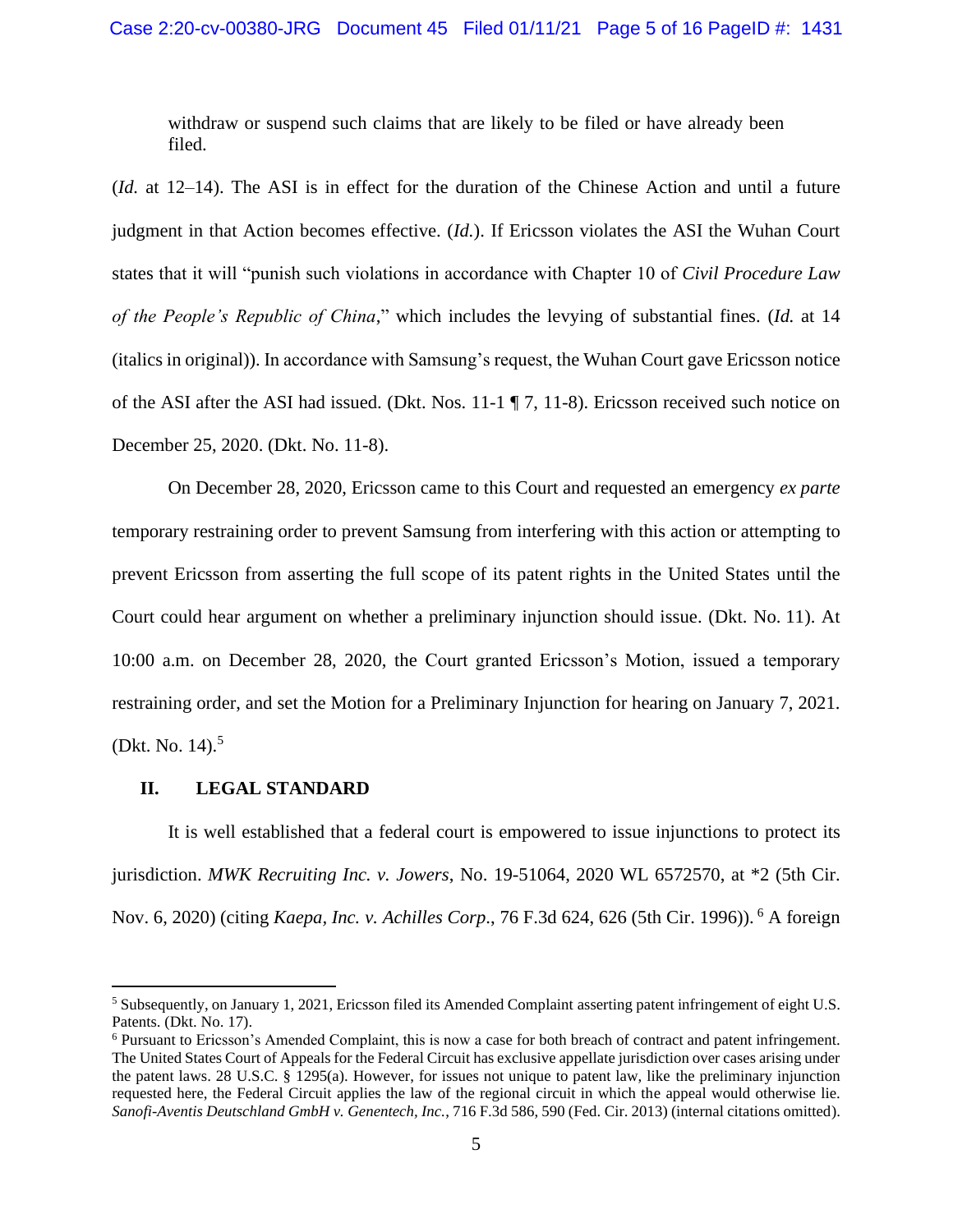> withdraw or suspend such claims that are likely to be filed or have already been filed.

(*Id.* at 12–14). The ASI is in effect for the duration of the Chinese Action and until a future judgment in that Action becomes effective. (*Id.*). If Ericsson violates the ASI the Wuhan Court states that it will "punish such violations in accordance with Chapter 10 of *Civil Procedure Law of the People's Republic of China*," which includes the levying of substantial fines. (*Id.* at 14 (italics in original)). In accordance with Samsung's request, the Wuhan Court gave Ericsson notice of the ASI after the ASI had issued. (Dkt. Nos. 11-1 ¶ 7, 11-8). Ericsson received such notice on December 25, 2020. (Dkt. No. 11-8).

On December 28, 2020, Ericsson came to this Court and requested an emergency *ex parte* temporary restraining order to prevent Samsung from interfering with this action or attempting to prevent Ericsson from asserting the full scope of its patent rights in the United States until the Court could hear argument on whether a preliminary injunction should issue. (Dkt. No. 11). At 10:00 a.m. on December 28, 2020, the Court granted Ericsson's Motion, issued a temporary restraining order, and set the Motion for a Preliminary Injunction for hearing on January 7, 2021. (Dkt. No. 14).[5]

## II. LEGAL STANDARD

It is well established that a federal court is empowered to issue injunctions to protect its jurisdiction. *MWK Recruiting Inc. v. Jowers*, No. 19-51064, 2020 WL 6572570, at *2 (5th Cir. Nov. 6, 2020) (citing *Kaepa, Inc. v. Achilles Corp*., 76 F.3d 624, 626 (5th Cir. 1996)).[6] A foreign

---

[5] Subsequently, on January 1, 2021, Ericsson filed its Amended Complaint asserting patent infringement of eight U.S. Patents. (Dkt. No. 17).

[6] Pursuant to Ericsson's Amended Complaint, this is now a case for both breach of contract and patent infringement. The United States Court of Appeals for the Federal Circuit has exclusive appellate jurisdiction over cases arising under the patent laws. 28 U.S.C. § 1295(a). However, for issues not unique to patent law, like the preliminary injunction requested here, the Federal Circuit applies the law of the regional circuit in which the appeal would otherwise lie. *Sanofi-Aventis Deutschland GmbH v. Genentech, Inc.*, 716 F.3d 586, 590 (Fed. Cir. 2013) (internal citations omitted).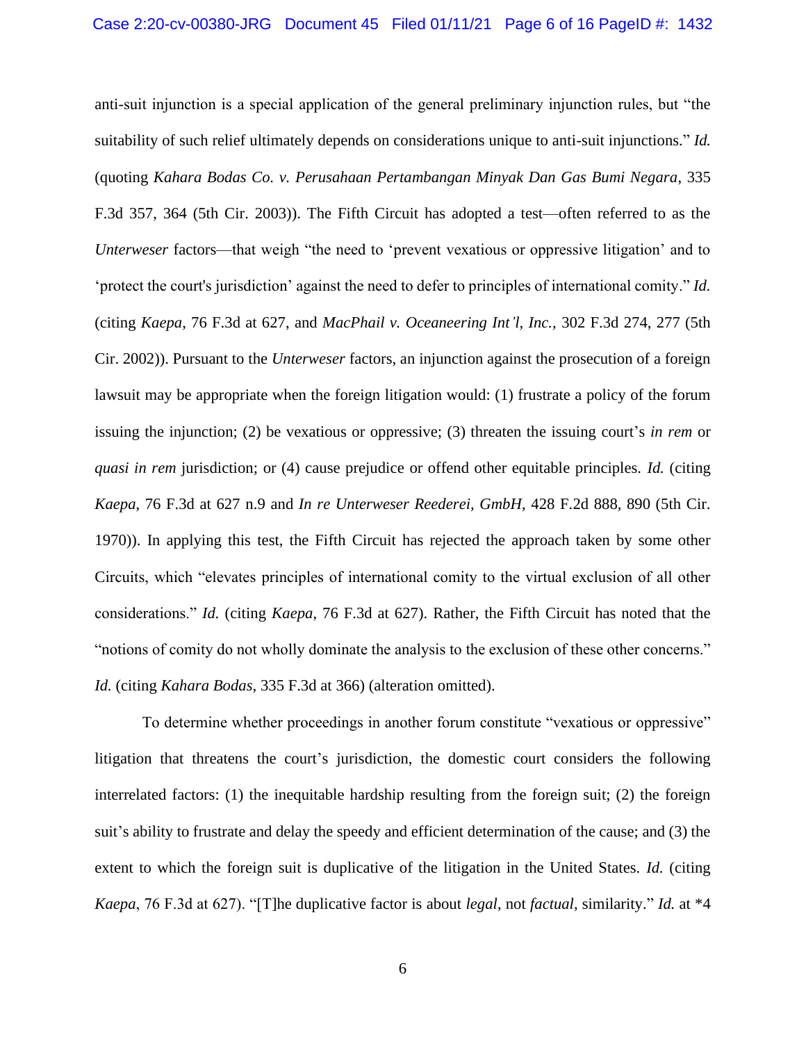anti-suit injunction is a special application of the general preliminary injunction rules, but "the suitability of such relief ultimately depends on considerations unique to anti-suit injunctions." *Id.* (quoting *Kahara Bodas Co. v. Perusahaan Pertambangan Minyak Dan Gas Bumi Negara*, 335 F.3d 357, 364 (5th Cir. 2003)). The Fifth Circuit has adopted a test—often referred to as the *Unterweser* factors—that weigh "the need to 'prevent vexatious or oppressive litigation' and to 'protect the court's jurisdiction' against the need to defer to principles of international comity." *Id.* (citing *Kaepa*, 76 F.3d at 627, and *MacPhail v. Oceaneering Int'l, Inc.*, 302 F.3d 274, 277 (5th Cir. 2002)). Pursuant to the *Unterweser* factors, an injunction against the prosecution of a foreign lawsuit may be appropriate when the foreign litigation would: (1) frustrate a policy of the forum issuing the injunction; (2) be vexatious or oppressive; (3) threaten the issuing court's *in rem* or *quasi in rem* jurisdiction; or (4) cause prejudice or offend other equitable principles. *Id.* (citing *Kaepa*, 76 F.3d at 627 n.9 and *In re Unterweser Reederei, GmbH*, 428 F.2d 888, 890 (5th Cir. 1970)). In applying this test, the Fifth Circuit has rejected the approach taken by some other Circuits, which "elevates principles of international comity to the virtual exclusion of all other considerations." *Id.* (citing *Kaepa*, 76 F.3d at 627). Rather, the Fifth Circuit has noted that the "notions of comity do not wholly dominate the analysis to the exclusion of these other concerns." *Id.* (citing *Kahara Bodas*, 335 F.3d at 366) (alteration omitted).

To determine whether proceedings in another forum constitute "vexatious or oppressive" litigation that threatens the court's jurisdiction, the domestic court considers the following interrelated factors: (1) the inequitable hardship resulting from the foreign suit; (2) the foreign suit's ability to frustrate and delay the speedy and efficient determination of the cause; and (3) the extent to which the foreign suit is duplicative of the litigation in the United States. *Id.* (citing *Kaepa*, 76 F.3d at 627). "[T]he duplicative factor is about *legal*, not *factual*, similarity." *Id.* at *4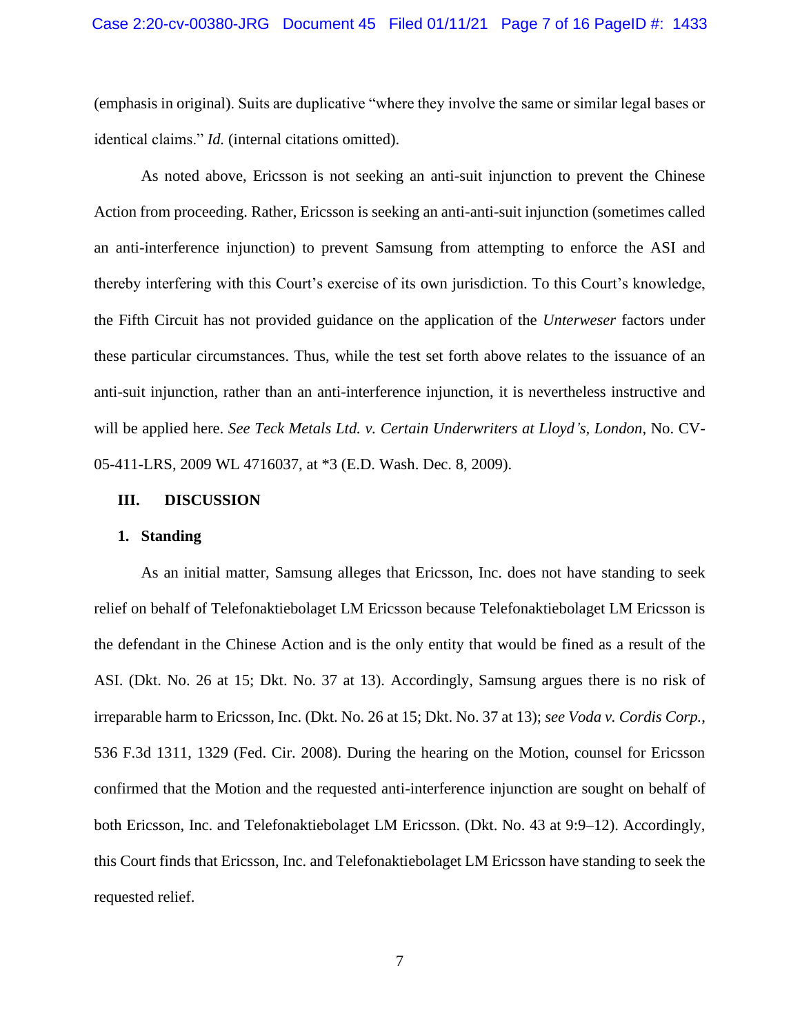(emphasis in original). Suits are duplicative "where they involve the same or similar legal bases or identical claims." *Id.* (internal citations omitted).

As noted above, Ericsson is not seeking an anti-suit injunction to prevent the Chinese Action from proceeding. Rather, Ericsson is seeking an anti-anti-suit injunction (sometimes called an anti-interference injunction) to prevent Samsung from attempting to enforce the ASI and thereby interfering with this Court's exercise of its own jurisdiction. To this Court's knowledge, the Fifth Circuit has not provided guidance on the application of the *Unterweser* factors under these particular circumstances. Thus, while the test set forth above relates to the issuance of an anti-suit injunction, rather than an anti-interference injunction, it is nevertheless instructive and will be applied here. *See Teck Metals Ltd. v. Certain Underwriters at Lloyd's, London*, No. CV-05-411-LRS, 2009 WL 4716037, at *3 (E.D. Wash. Dec. 8, 2009).

## III. DISCUSSION

### 1. Standing

As an initial matter, Samsung alleges that Ericsson, Inc. does not have standing to seek relief on behalf of Telefonaktiebolaget LM Ericsson because Telefonaktiebolaget LM Ericsson is the defendant in the Chinese Action and is the only entity that would be fined as a result of the ASI. (Dkt. No. 26 at 15; Dkt. No. 37 at 13). Accordingly, Samsung argues there is no risk of irreparable harm to Ericsson, Inc. (Dkt. No. 26 at 15; Dkt. No. 37 at 13); *see Voda v. Cordis Corp.*, 536 F.3d 1311, 1329 (Fed. Cir. 2008). During the hearing on the Motion, counsel for Ericsson confirmed that the Motion and the requested anti-interference injunction are sought on behalf of both Ericsson, Inc. and Telefonaktiebolaget LM Ericsson. (Dkt. No. 43 at 9:9–12). Accordingly, this Court finds that Ericsson, Inc. and Telefonaktiebolaget LM Ericsson have standing to seek the requested relief.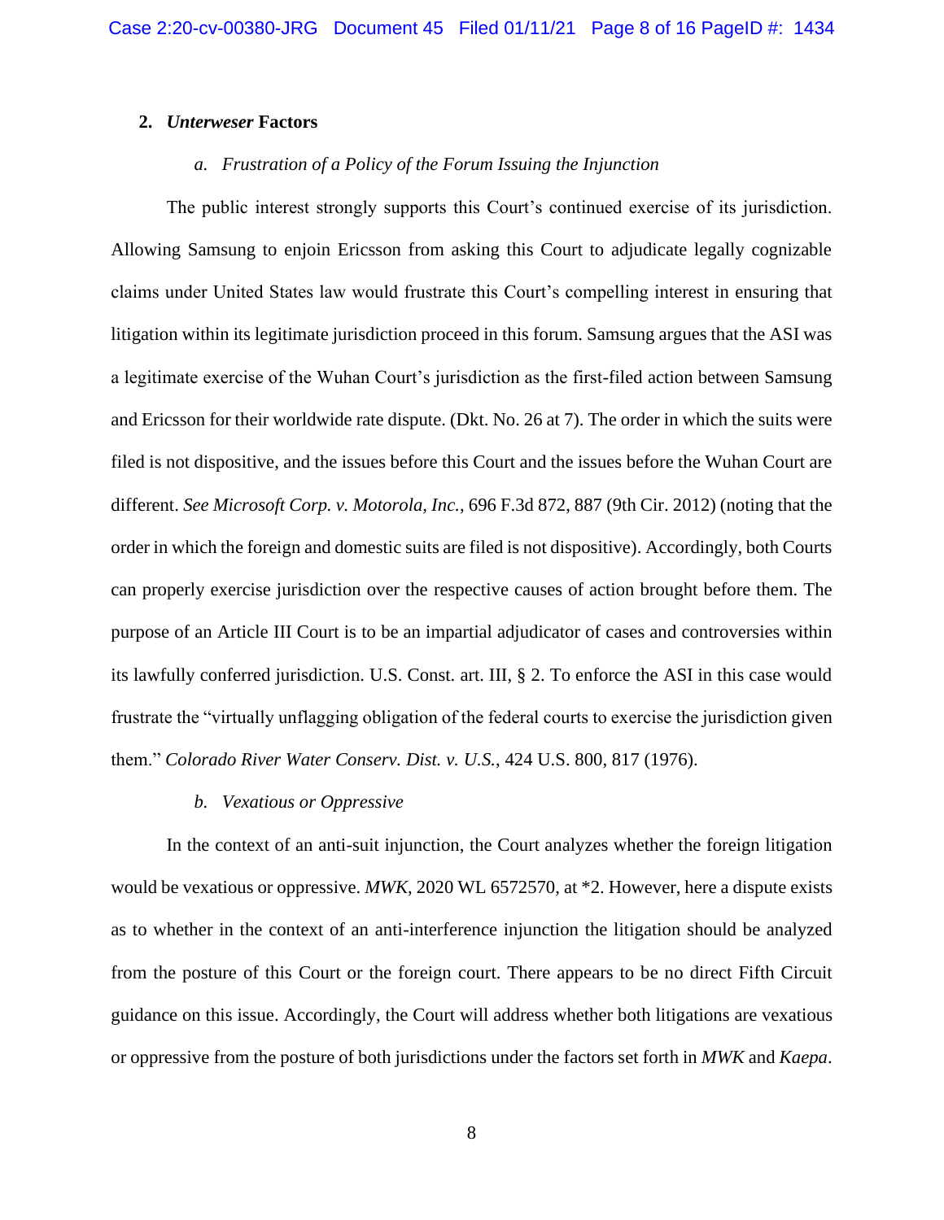### 2. *Unterweser* Factors

#### *a. Frustration of a Policy of the Forum Issuing the Injunction*

The public interest strongly supports this Court's continued exercise of its jurisdiction. Allowing Samsung to enjoin Ericsson from asking this Court to adjudicate legally cognizable claims under United States law would frustrate this Court's compelling interest in ensuring that litigation within its legitimate jurisdiction proceed in this forum. Samsung argues that the ASI was a legitimate exercise of the Wuhan Court's jurisdiction as the first-filed action between Samsung and Ericsson for their worldwide rate dispute. (Dkt. No. 26 at 7). The order in which the suits were filed is not dispositive, and the issues before this Court and the issues before the Wuhan Court are different. *See Microsoft Corp. v. Motorola, Inc.*, 696 F.3d 872, 887 (9th Cir. 2012) (noting that the order in which the foreign and domestic suits are filed is not dispositive). Accordingly, both Courts can properly exercise jurisdiction over the respective causes of action brought before them. The purpose of an Article III Court is to be an impartial adjudicator of cases and controversies within its lawfully conferred jurisdiction. U.S. Const. art. III, § 2. To enforce the ASI in this case would frustrate the "virtually unflagging obligation of the federal courts to exercise the jurisdiction given them." *Colorado River Water Conserv. Dist. v. U.S.*, 424 U.S. 800, 817 (1976).

#### *b. Vexatious or Oppressive*

In the context of an anti-suit injunction, the Court analyzes whether the foreign litigation would be vexatious or oppressive. *MWK*, 2020 WL 6572570, at *2. However, here a dispute exists as to whether in the context of an anti-interference injunction the litigation should be analyzed from the posture of this Court or the foreign court. There appears to be no direct Fifth Circuit guidance on this issue. Accordingly, the Court will address whether both litigations are vexatious or oppressive from the posture of both jurisdictions under the factors set forth in *MWK* and *Kaepa*.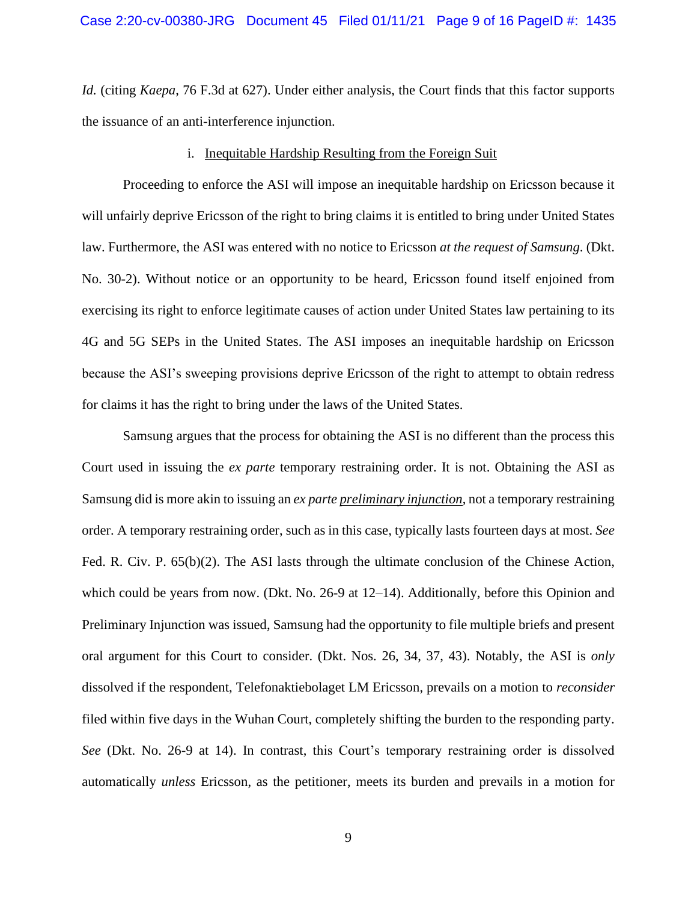*Id.* (citing *Kaepa*, 76 F.3d at 627). Under either analysis, the Court finds that this factor supports the issuance of an anti-interference injunction.

i. <u>Inequitable Hardship Resulting from the Foreign Suit</u>

Proceeding to enforce the ASI will impose an inequitable hardship on Ericsson because it will unfairly deprive Ericsson of the right to bring claims it is entitled to bring under United States law. Furthermore, the ASI was entered with no notice to Ericsson *at the request of Samsung*. (Dkt. No. 30-2). Without notice or an opportunity to be heard, Ericsson found itself enjoined from exercising its right to enforce legitimate causes of action under United States law pertaining to its 4G and 5G SEPs in the United States. The ASI imposes an inequitable hardship on Ericsson because the ASI's sweeping provisions deprive Ericsson of the right to attempt to obtain redress for claims it has the right to bring under the laws of the United States.

Samsung argues that the process for obtaining the ASI is no different than the process this Court used in issuing the *ex parte* temporary restraining order. It is not. Obtaining the ASI as Samsung did is more akin to issuing an *ex parte* <u>preliminary injunction</u>, not a temporary restraining order. A temporary restraining order, such as in this case, typically lasts fourteen days at most. *See* Fed. R. Civ. P. 65(b)(2). The ASI lasts through the ultimate conclusion of the Chinese Action, which could be years from now. (Dkt. No. 26-9 at 12–14). Additionally, before this Opinion and Preliminary Injunction was issued, Samsung had the opportunity to file multiple briefs and present oral argument for this Court to consider. (Dkt. Nos. 26, 34, 37, 43). Notably, the ASI is *only* dissolved if the respondent, Telefonaktiebolaget LM Ericsson, prevails on a motion to *reconsider* filed within five days in the Wuhan Court, completely shifting the burden to the responding party. *See* (Dkt. No. 26-9 at 14). In contrast, this Court's temporary restraining order is dissolved automatically *unless* Ericsson, as the petitioner, meets its burden and prevails in a motion for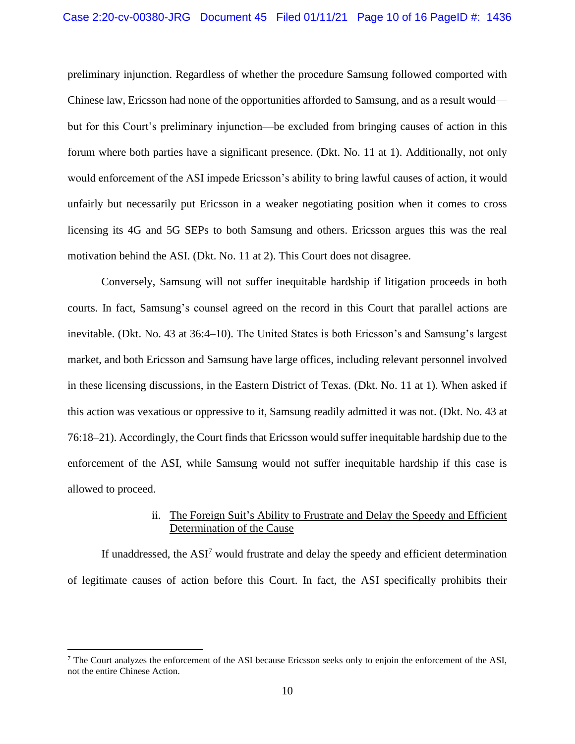preliminary injunction. Regardless of whether the procedure Samsung followed comported with Chinese law, Ericsson had none of the opportunities afforded to Samsung, and as a result would—but for this Court's preliminary injunction—be excluded from bringing causes of action in this forum where both parties have a significant presence. (Dkt. No. 11 at 1). Additionally, not only would enforcement of the ASI impede Ericsson's ability to bring lawful causes of action, it would unfairly but necessarily put Ericsson in a weaker negotiating position when it comes to cross licensing its 4G and 5G SEPs to both Samsung and others. Ericsson argues this was the real motivation behind the ASI. (Dkt. No. 11 at 2). This Court does not disagree.

Conversely, Samsung will not suffer inequitable hardship if litigation proceeds in both courts. In fact, Samsung's counsel agreed on the record in this Court that parallel actions are inevitable. (Dkt. No. 43 at 36:4–10). The United States is both Ericsson's and Samsung's largest market, and both Ericsson and Samsung have large offices, including relevant personnel involved in these licensing discussions, in the Eastern District of Texas. (Dkt. No. 11 at 1). When asked if this action was vexatious or oppressive to it, Samsung readily admitted it was not. (Dkt. No. 43 at 76:18–21). Accordingly, the Court finds that Ericsson would suffer inequitable hardship due to the enforcement of the ASI, while Samsung would not suffer inequitable hardship if this case is allowed to proceed.

ii. The Foreign Suit's Ability to Frustrate and Delay the Speedy and Efficient Determination of the Cause

If unaddressed, the ASI[7] would frustrate and delay the speedy and efficient determination of legitimate causes of action before this Court. In fact, the ASI specifically prohibits their

[7] The Court analyzes the enforcement of the ASI because Ericsson seeks only to enjoin the enforcement of the ASI, not the entire Chinese Action.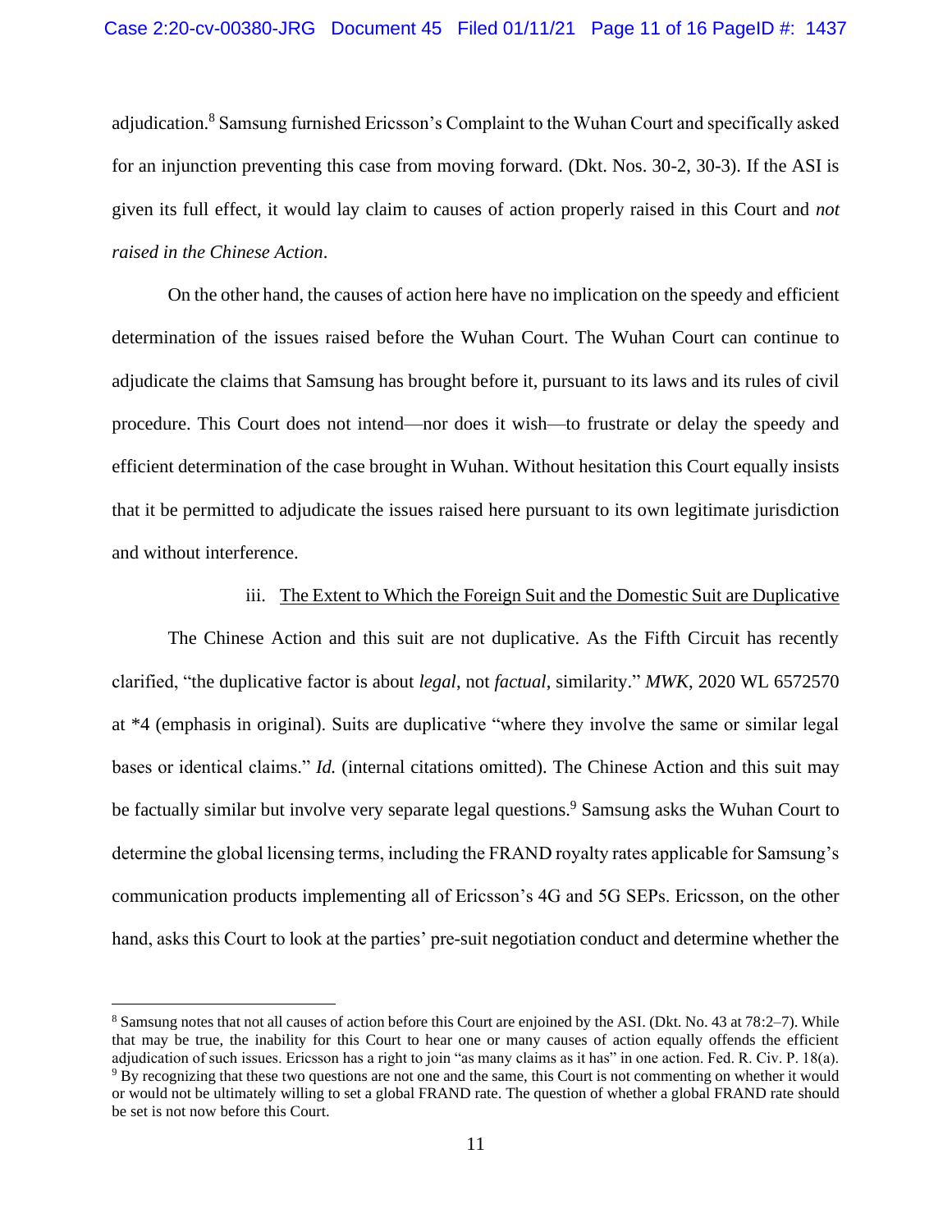adjudication.[8] Samsung furnished Ericsson's Complaint to the Wuhan Court and specifically asked for an injunction preventing this case from moving forward. (Dkt. Nos. 30-2, 30-3). If the ASI is given its full effect, it would lay claim to causes of action properly raised in this Court and *not raised in the Chinese Action*.

On the other hand, the causes of action here have no implication on the speedy and efficient determination of the issues raised before the Wuhan Court. The Wuhan Court can continue to adjudicate the claims that Samsung has brought before it, pursuant to its laws and its rules of civil procedure. This Court does not intend—nor does it wish—to frustrate or delay the speedy and efficient determination of the case brought in Wuhan. Without hesitation this Court equally insists that it be permitted to adjudicate the issues raised here pursuant to its own legitimate jurisdiction and without interference.

iii. <u>The Extent to Which the Foreign Suit and the Domestic Suit are Duplicative</u>

The Chinese Action and this suit are not duplicative. As the Fifth Circuit has recently clarified, "the duplicative factor is about *legal*, not *factual*, similarity." *MWK*, 2020 WL 6572570 at *4 (emphasis in original). Suits are duplicative "where they involve the same or similar legal bases or identical claims." *Id.* (internal citations omitted). The Chinese Action and this suit may be factually similar but involve very separate legal questions.[9] Samsung asks the Wuhan Court to determine the global licensing terms, including the FRAND royalty rates applicable for Samsung's communication products implementing all of Ericsson's 4G and 5G SEPs. Ericsson, on the other hand, asks this Court to look at the parties' pre-suit negotiation conduct and determine whether the

---

[8] Samsung notes that not all causes of action before this Court are enjoined by the ASI. (Dkt. No. 43 at 78:2–7). While that may be true, the inability for this Court to hear one or many causes of action equally offends the efficient adjudication of such issues. Ericsson has a right to join "as many claims as it has" in one action. Fed. R. Civ. P. 18(a).

[9] By recognizing that these two questions are not one and the same, this Court is not commenting on whether it would or would not be ultimately willing to set a global FRAND rate. The question of whether a global FRAND rate should be set is not now before this Court.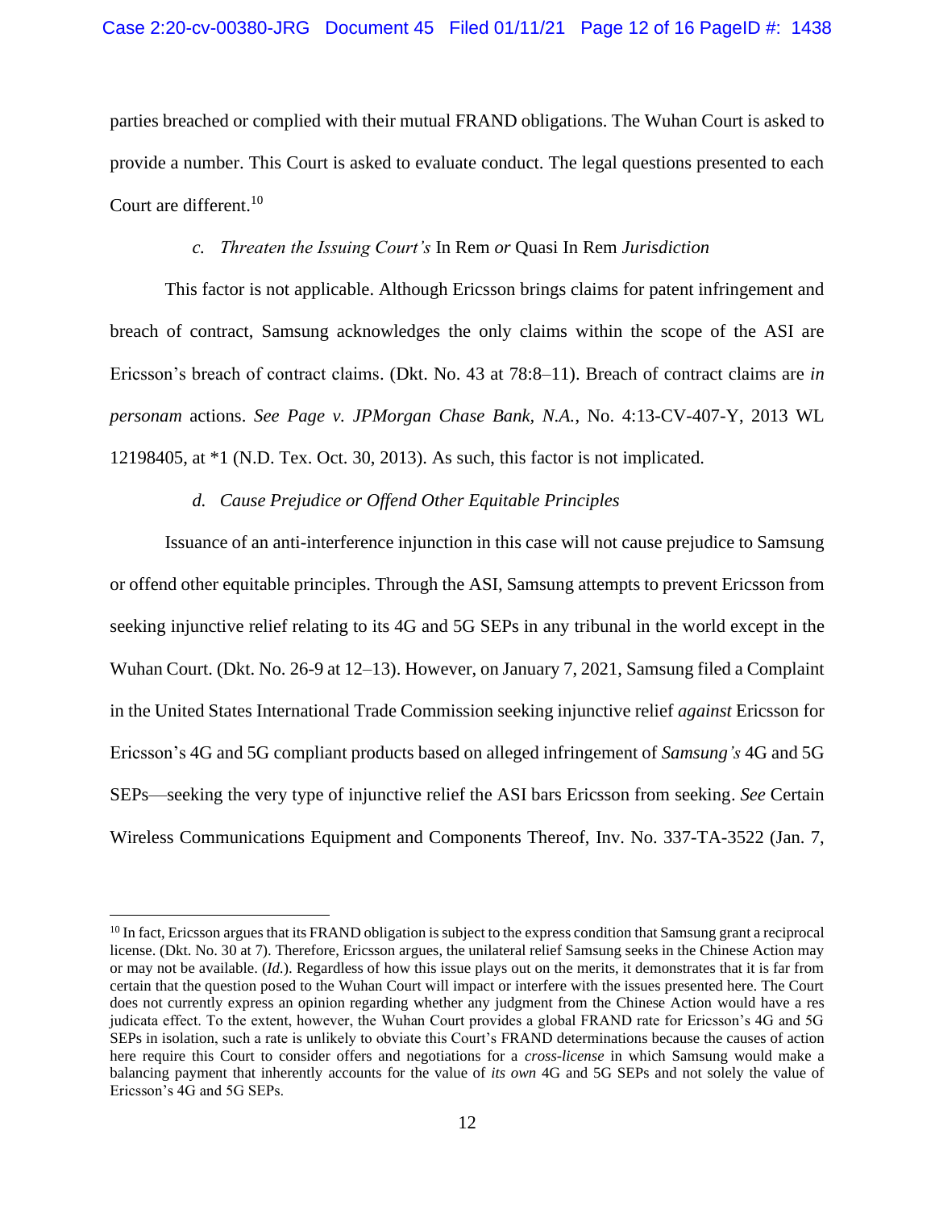parties breached or complied with their mutual FRAND obligations. The Wuhan Court is asked to provide a number. This Court is asked to evaluate conduct. The legal questions presented to each Court are different.[10]

*c. Threaten the Issuing Court's* In Rem *or* Quasi In Rem *Jurisdiction*

This factor is not applicable. Although Ericsson brings claims for patent infringement and breach of contract, Samsung acknowledges the only claims within the scope of the ASI are Ericsson's breach of contract claims. (Dkt. No. 43 at 78:8–11). Breach of contract claims are *in personam* actions. *See Page v. JPMorgan Chase Bank, N.A.*, No. 4:13-CV-407-Y, 2013 WL 12198405, at *1 (N.D. Tex. Oct. 30, 2013). As such, this factor is not implicated.

*d. Cause Prejudice or Offend Other Equitable Principles*

Issuance of an anti-interference injunction in this case will not cause prejudice to Samsung or offend other equitable principles. Through the ASI, Samsung attempts to prevent Ericsson from seeking injunctive relief relating to its 4G and 5G SEPs in any tribunal in the world except in the Wuhan Court. (Dkt. No. 26-9 at 12–13). However, on January 7, 2021, Samsung filed a Complaint in the United States International Trade Commission seeking injunctive relief *against* Ericsson for Ericsson's 4G and 5G compliant products based on alleged infringement of *Samsung's* 4G and 5G SEPs—seeking the very type of injunctive relief the ASI bars Ericsson from seeking. *See* Certain Wireless Communications Equipment and Components Thereof, Inv. No. 337-TA-3522 (Jan. 7,

[10] In fact, Ericsson argues that its FRAND obligation is subject to the express condition that Samsung grant a reciprocal license. (Dkt. No. 30 at 7). Therefore, Ericsson argues, the unilateral relief Samsung seeks in the Chinese Action may or may not be available. (*Id.*). Regardless of how this issue plays out on the merits, it demonstrates that it is far from certain that the question posed to the Wuhan Court will impact or interfere with the issues presented here. The Court does not currently express an opinion regarding whether any judgment from the Chinese Action would have a res judicata effect. To the extent, however, the Wuhan Court provides a global FRAND rate for Ericsson's 4G and 5G SEPs in isolation, such a rate is unlikely to obviate this Court's FRAND determinations because the causes of action here require this Court to consider offers and negotiations for a *cross-license* in which Samsung would make a balancing payment that inherently accounts for the value of *its own* 4G and 5G SEPs and not solely the value of Ericsson's 4G and 5G SEPs.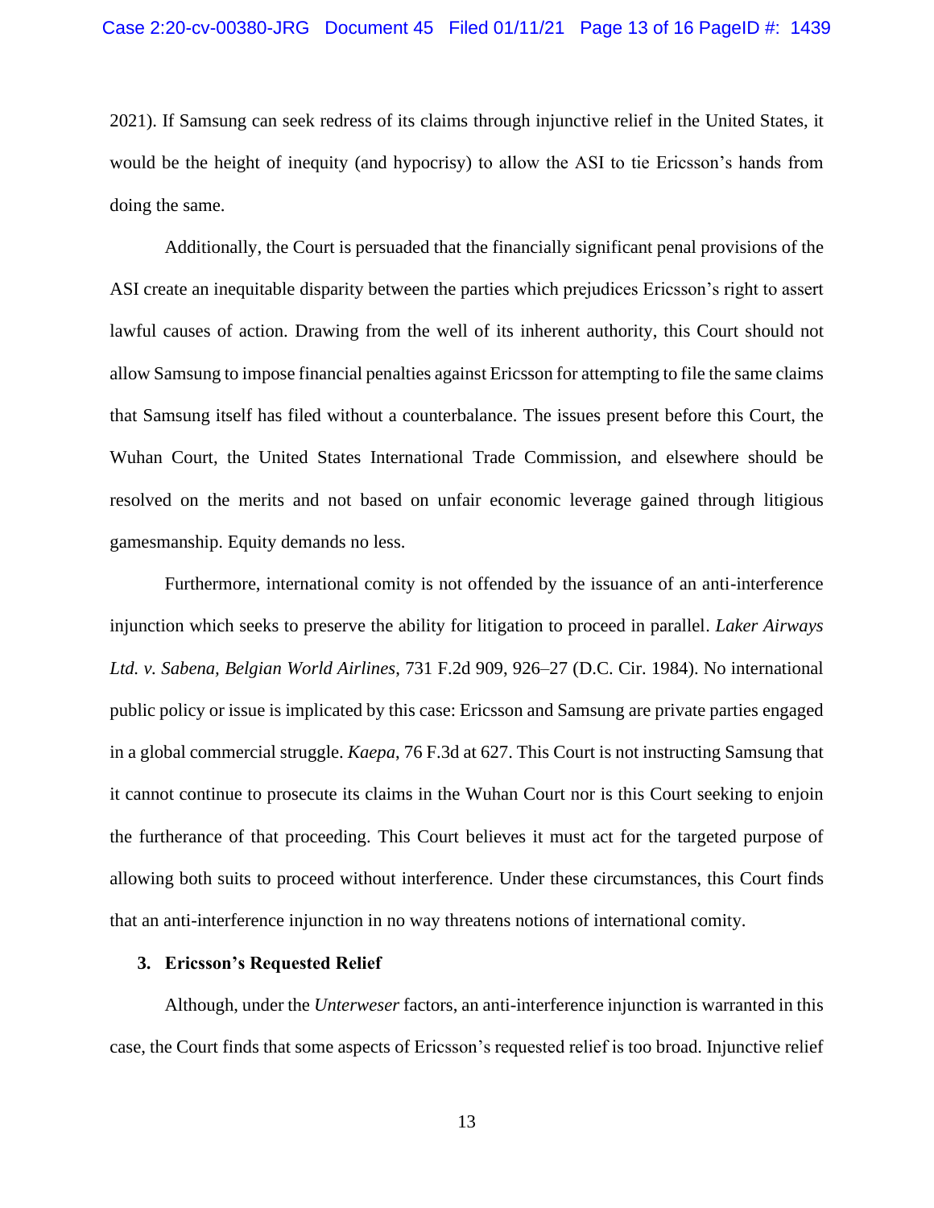2021). If Samsung can seek redress of its claims through injunctive relief in the United States, it would be the height of inequity (and hypocrisy) to allow the ASI to tie Ericsson's hands from doing the same.

Additionally, the Court is persuaded that the financially significant penal provisions of the ASI create an inequitable disparity between the parties which prejudices Ericsson's right to assert lawful causes of action. Drawing from the well of its inherent authority, this Court should not allow Samsung to impose financial penalties against Ericsson for attempting to file the same claims that Samsung itself has filed without a counterbalance. The issues present before this Court, the Wuhan Court, the United States International Trade Commission, and elsewhere should be resolved on the merits and not based on unfair economic leverage gained through litigious gamesmanship. Equity demands no less.

Furthermore, international comity is not offended by the issuance of an anti-interference injunction which seeks to preserve the ability for litigation to proceed in parallel. *Laker Airways Ltd. v. Sabena, Belgian World Airlines*, 731 F.2d 909, 926–27 (D.C. Cir. 1984). No international public policy or issue is implicated by this case: Ericsson and Samsung are private parties engaged in a global commercial struggle. *Kaepa*, 76 F.3d at 627. This Court is not instructing Samsung that it cannot continue to prosecute its claims in the Wuhan Court nor is this Court seeking to enjoin the furtherance of that proceeding. This Court believes it must act for the targeted purpose of allowing both suits to proceed without interference. Under these circumstances, this Court finds that an anti-interference injunction in no way threatens notions of international comity.

### 3. Ericsson's Requested Relief

Although, under the *Unterweser* factors, an anti-interference injunction is warranted in this case, the Court finds that some aspects of Ericsson's requested relief is too broad. Injunctive relief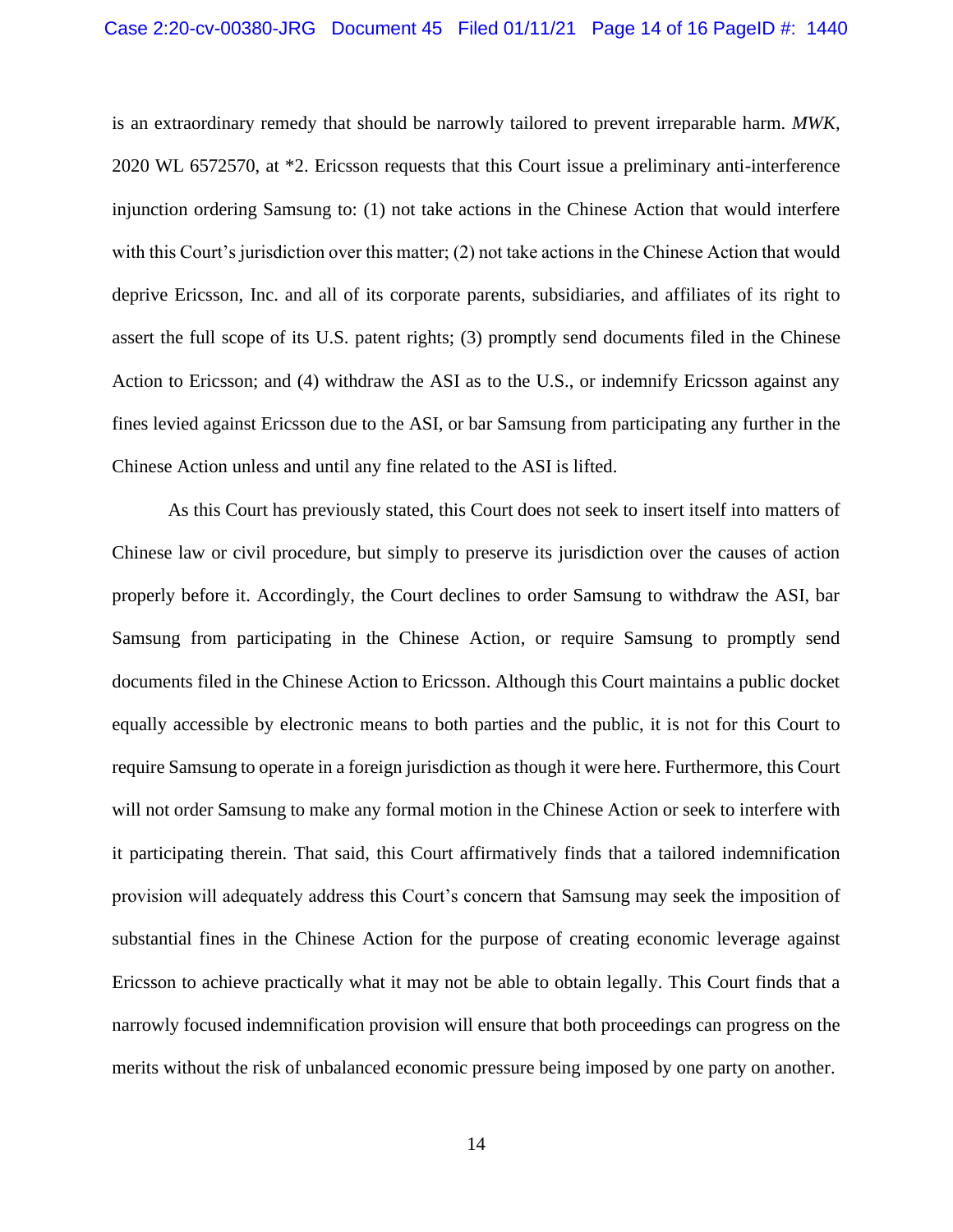is an extraordinary remedy that should be narrowly tailored to prevent irreparable harm. *MWK*, 2020 WL 6572570, at *2. Ericsson requests that this Court issue a preliminary anti-interference injunction ordering Samsung to: (1) not take actions in the Chinese Action that would interfere with this Court's jurisdiction over this matter; (2) not take actions in the Chinese Action that would deprive Ericsson, Inc. and all of its corporate parents, subsidiaries, and affiliates of its right to assert the full scope of its U.S. patent rights; (3) promptly send documents filed in the Chinese Action to Ericsson; and (4) withdraw the ASI as to the U.S., or indemnify Ericsson against any fines levied against Ericsson due to the ASI, or bar Samsung from participating any further in the Chinese Action unless and until any fine related to the ASI is lifted.

As this Court has previously stated, this Court does not seek to insert itself into matters of Chinese law or civil procedure, but simply to preserve its jurisdiction over the causes of action properly before it. Accordingly, the Court declines to order Samsung to withdraw the ASI, bar Samsung from participating in the Chinese Action, or require Samsung to promptly send documents filed in the Chinese Action to Ericsson. Although this Court maintains a public docket equally accessible by electronic means to both parties and the public, it is not for this Court to require Samsung to operate in a foreign jurisdiction as though it were here. Furthermore, this Court will not order Samsung to make any formal motion in the Chinese Action or seek to interfere with it participating therein. That said, this Court affirmatively finds that a tailored indemnification provision will adequately address this Court's concern that Samsung may seek the imposition of substantial fines in the Chinese Action for the purpose of creating economic leverage against Ericsson to achieve practically what it may not be able to obtain legally. This Court finds that a narrowly focused indemnification provision will ensure that both proceedings can progress on the merits without the risk of unbalanced economic pressure being imposed by one party on another.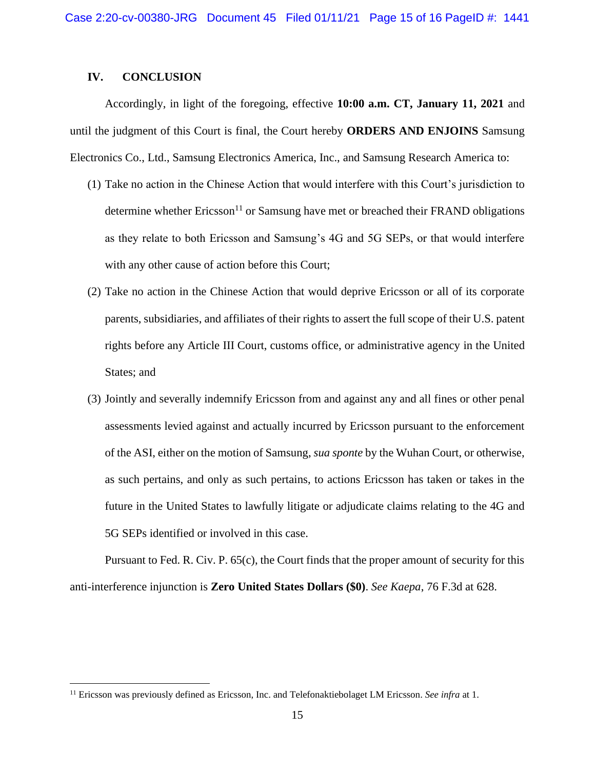## IV. CONCLUSION

Accordingly, in light of the foregoing, effective **10:00 a.m. CT, January 11, 2021** and until the judgment of this Court is final, the Court hereby **ORDERS AND ENJOINS** Samsung Electronics Co., Ltd., Samsung Electronics America, Inc., and Samsung Research America to:

(1) Take no action in the Chinese Action that would interfere with this Court's jurisdiction to determine whether Ericsson[11] or Samsung have met or breached their FRAND obligations as they relate to both Ericsson and Samsung's 4G and 5G SEPs, or that would interfere with any other cause of action before this Court;

(2) Take no action in the Chinese Action that would deprive Ericsson or all of its corporate parents, subsidiaries, and affiliates of their rights to assert the full scope of their U.S. patent rights before any Article III Court, customs office, or administrative agency in the United States; and

(3) Jointly and severally indemnify Ericsson from and against any and all fines or other penal assessments levied against and actually incurred by Ericsson pursuant to the enforcement of the ASI, either on the motion of Samsung, *sua sponte* by the Wuhan Court, or otherwise, as such pertains, and only as such pertains, to actions Ericsson has taken or takes in the future in the United States to lawfully litigate or adjudicate claims relating to the 4G and 5G SEPs identified or involved in this case.

Pursuant to Fed. R. Civ. P. 65(c), the Court finds that the proper amount of security for this anti-interference injunction is **Zero United States Dollars ($0)**. *See Kaepa*, 76 F.3d at 628.

---

[11] Ericsson was previously defined as Ericsson, Inc. and Telefonaktiebolaget LM Ericsson. *See infra* at 1.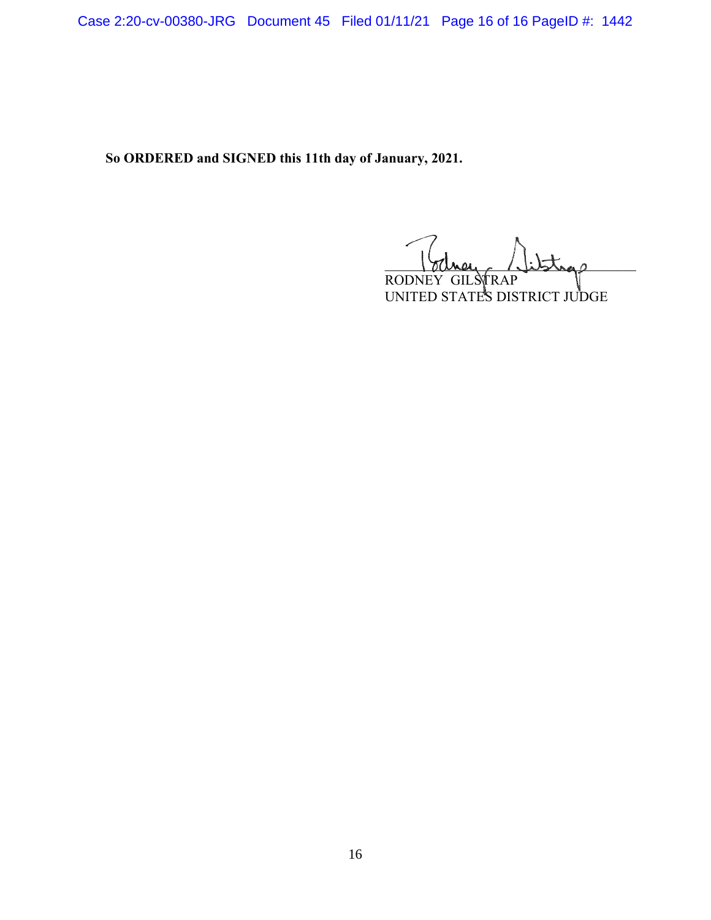**So ORDERED and SIGNED this 11th day of January, 2021.**

RODNEY GILSTRAP
UNITED STATES DISTRICT JUDGE